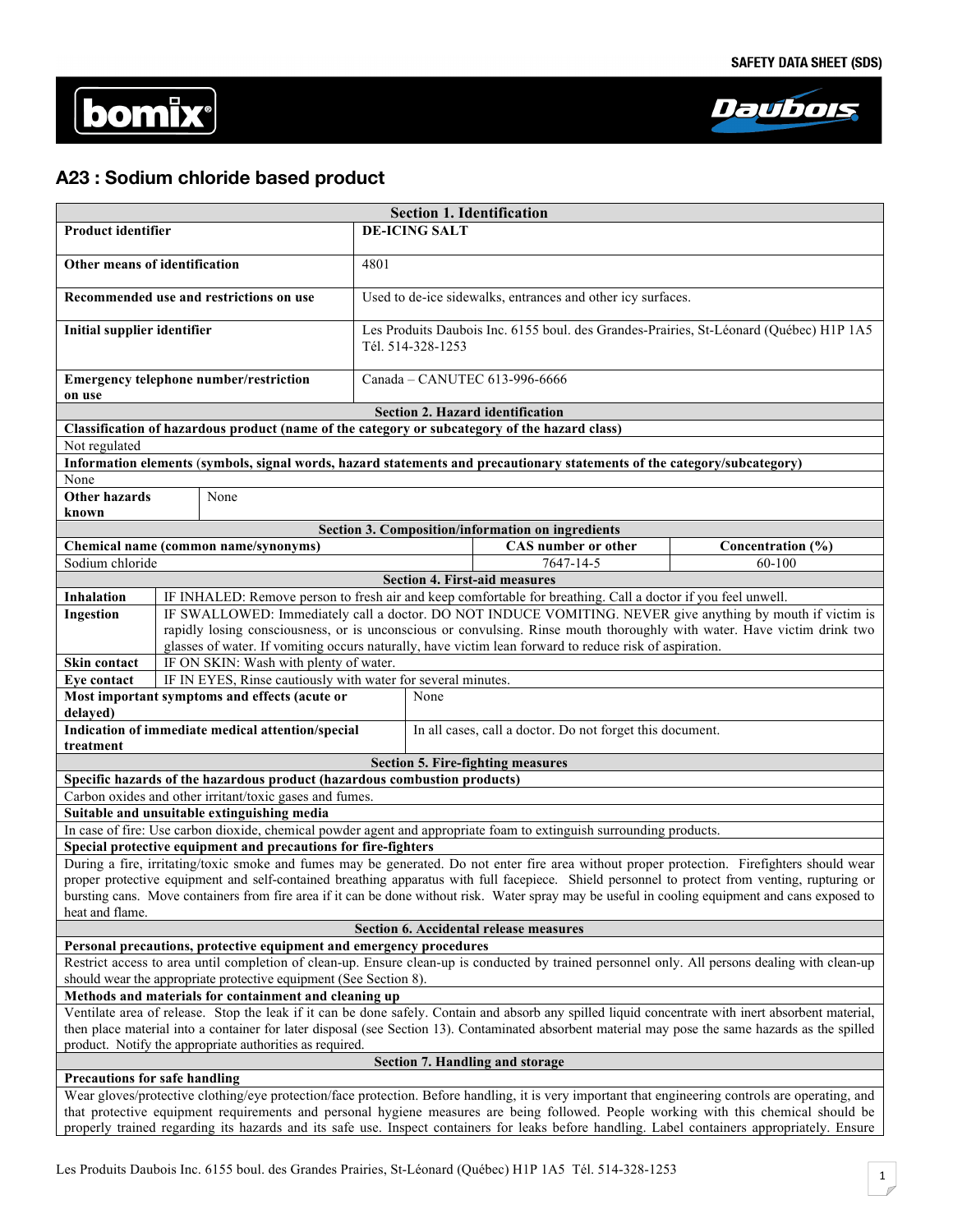SAFETY DATA SHEET (SDS)

bomix® | Daubois

# A23 : Sodium chloride based product

## Section 1. Identification

| | |
|---|---|
| **Product identifier** | **DE-ICING SALT** |
| **Other means of identification** | 4801 |
| **Recommended use and restrictions on use** | Used to de-ice sidewalks, entrances and other icy surfaces. |
| **Initial supplier identifier** | Les Produits Daubois Inc. 6155 boul. des Grandes-Prairies, St-Léonard (Québec) H1P 1A5 Tél. 514-328-1253 |
| **Emergency telephone number/restriction on use** | Canada – CANUTEC 613-996-6666 |

## Section 2. Hazard identification

**Classification of hazardous product (name of the category or subcategory of the hazard class)**

Not regulated

**Information elements (symbols, signal words, hazard statements and precautionary statements of the category/subcategory)**

None

| | |
|---|---|
| **Other hazards known** | None |

## Section 3. Composition/information on ingredients

| Chemical name (common name/synonyms) | CAS number or other | Concentration (%) |
|---|---|---|
| Sodium chloride | 7647-14-5 | 60-100 |

## Section 4. First-aid measures

| | |
|---|---|
| **Inhalation** | IF INHALED: Remove person to fresh air and keep comfortable for breathing. Call a doctor if you feel unwell. |
| **Ingestion** | IF SWALLOWED: Immediately call a doctor. DO NOT INDUCE VOMITING. NEVER give anything by mouth if victim is rapidly losing consciousness, or is unconscious or convulsing. Rinse mouth thoroughly with water. Have victim drink two glasses of water. If vomiting occurs naturally, have victim lean forward to reduce risk of aspiration. |
| **Skin contact** | IF ON SKIN: Wash with plenty of water. |
| **Eye contact** | IF IN EYES, Rinse cautiously with water for several minutes. |
| **Most important symptoms and effects (acute or delayed)** | None |
| **Indication of immediate medical attention/special treatment** | In all cases, call a doctor. Do not forget this document. |

## Section 5. Fire-fighting measures

**Specific hazards of the hazardous product (hazardous combustion products)**

Carbon oxides and other irritant/toxic gases and fumes.

**Suitable and unsuitable extinguishing media**

In case of fire: Use carbon dioxide, chemical powder agent and appropriate foam to extinguish surrounding products.

**Special protective equipment and precautions for fire-fighters**

During a fire, irritating/toxic smoke and fumes may be generated. Do not enter fire area without proper protection. Firefighters should wear proper protective equipment and self-contained breathing apparatus with full facepiece. Shield personnel to protect from venting, rupturing or bursting cans. Move containers from fire area if it can be done without risk. Water spray may be useful in cooling equipment and cans exposed to heat and flame.

## Section 6. Accidental release measures

**Personal precautions, protective equipment and emergency procedures**

Restrict access to area until completion of clean-up. Ensure clean-up is conducted by trained personnel only. All persons dealing with clean-up should wear the appropriate protective equipment (See Section 8).

**Methods and materials for containment and cleaning up**

Ventilate area of release. Stop the leak if it can be done safely. Contain and absorb any spilled liquid concentrate with inert absorbent material, then place material into a container for later disposal (see Section 13). Contaminated absorbent material may pose the same hazards as the spilled product. Notify the appropriate authorities as required.

## Section 7. Handling and storage

**Precautions for safe handling**

Wear gloves/protective clothing/eye protection/face protection. Before handling, it is very important that engineering controls are operating, and that protective equipment requirements and personal hygiene measures are being followed. People working with this chemical should be properly trained regarding its hazards and its safe use. Inspect containers for leaks before handling. Label containers appropriately. Ensure

Les Produits Daubois Inc. 6155 boul. des Grandes Prairies, St-Léonard (Québec) H1P 1A5 Tél. 514-328-1253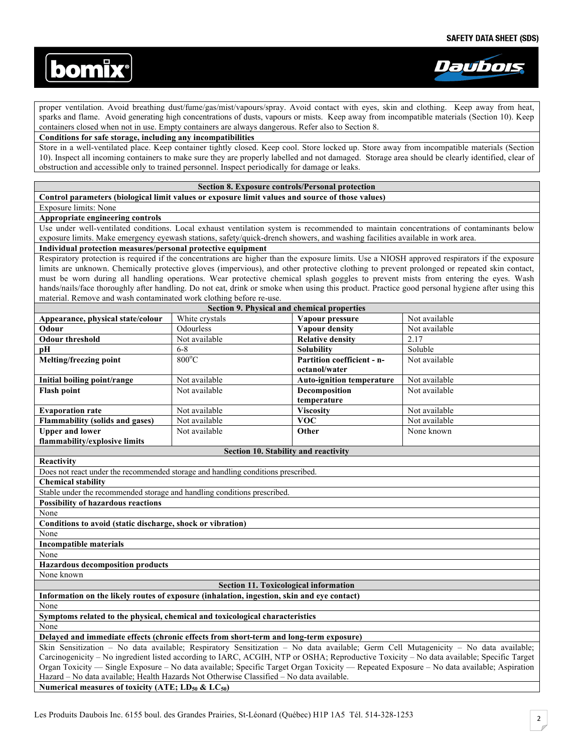proper ventilation. Avoid breathing dust/fume/gas/mist/vapours/spray. Avoid contact with eyes, skin and clothing. Keep away from heat, sparks and flame. Avoid generating high concentrations of dusts, vapours or mists. Keep away from incompatible materials (Section 10). Keep containers closed when not in use. Empty containers are always dangerous. Refer also to Section 8.

**Conditions for safe storage, including any incompatibilities**

Store in a well-ventilated place. Keep container tightly closed. Keep cool. Store locked up. Store away from incompatible materials (Section 10). Inspect all incoming containers to make sure they are properly labelled and not damaged. Storage area should be clearly identified, clear of obstruction and accessible only to trained personnel. Inspect periodically for damage or leaks.

## Section 8. Exposure controls/Personal protection

**Control parameters (biological limit values or exposure limit values and source of those values)**

Exposure limits: None

**Appropriate engineering controls**

Use under well-ventilated conditions. Local exhaust ventilation system is recommended to maintain concentrations of contaminants below exposure limits. Make emergency eyewash stations, safety/quick-drench showers, and washing facilities available in work area.

**Individual protection measures/personal protective equipment**

Respiratory protection is required if the concentrations are higher than the exposure limits. Use a NIOSH approved respirators if the exposure limits are unknown. Chemically protective gloves (impervious), and other protective clothing to prevent prolonged or repeated skin contact, must be worn during all handling operations. Wear protective chemical splash goggles to prevent mists from entering the eyes. Wash hands/nails/face thoroughly after handling. Do not eat, drink or smoke when using this product. Practice good personal hygiene after using this material. Remove and wash contaminated work clothing before re-use.

## Section 9. Physical and chemical properties

| Property | Value | Property | Value |
|---|---|---|---|
| **Appearance, physical state/colour** | White crystals | **Vapour pressure** | Not available |
| **Odour** | Odourless | **Vapour density** | Not available |
| **Odour threshold** | Not available | **Relative density** | 2.17 |
| **pH** | 6-8 | **Solubility** | Soluble |
| **Melting/freezing point** | 800°C | **Partition coefficient - n-octanol/water** | Not available |
| **Initial boiling point/range** | Not available | **Auto-ignition temperature** | Not available |
| **Flash point** | Not available | **Decomposition temperature** | Not available |
| **Evaporation rate** | Not available | **Viscosity** | Not available |
| **Flammability (solids and gases)** | Not available | **VOC** | Not available |
| **Upper and lower flammability/explosive limits** | Not available | **Other** | None known |

## Section 10. Stability and reactivity

**Reactivity**

Does not react under the recommended storage and handling conditions prescribed.

**Chemical stability**

Stable under the recommended storage and handling conditions prescribed.

**Possibility of hazardous reactions**

None

**Conditions to avoid (static discharge, shock or vibration)**

None

**Incompatible materials**

None

**Hazardous decomposition products**

None known

## Section 11. Toxicological information

**Information on the likely routes of exposure (inhalation, ingestion, skin and eye contact)**

None

**Symptoms related to the physical, chemical and toxicological characteristics**

None

**Delayed and immediate effects (chronic effects from short-term and long-term exposure)**

Skin Sensitization – No data available; Respiratory Sensitization – No data available; Germ Cell Mutagenicity – No data available; Carcinogenicity – No ingredient listed according to IARC, ACGIH, NTP or OSHA; Reproductive Toxicity – No data available; Specific Target Organ Toxicity — Single Exposure – No data available; Specific Target Organ Toxicity — Repeated Exposure – No data available; Aspiration Hazard – No data available; Health Hazards Not Otherwise Classified – No data available.

**Numerical measures of toxicity (ATE; $LD_{50}$ & $LC_{50}$)**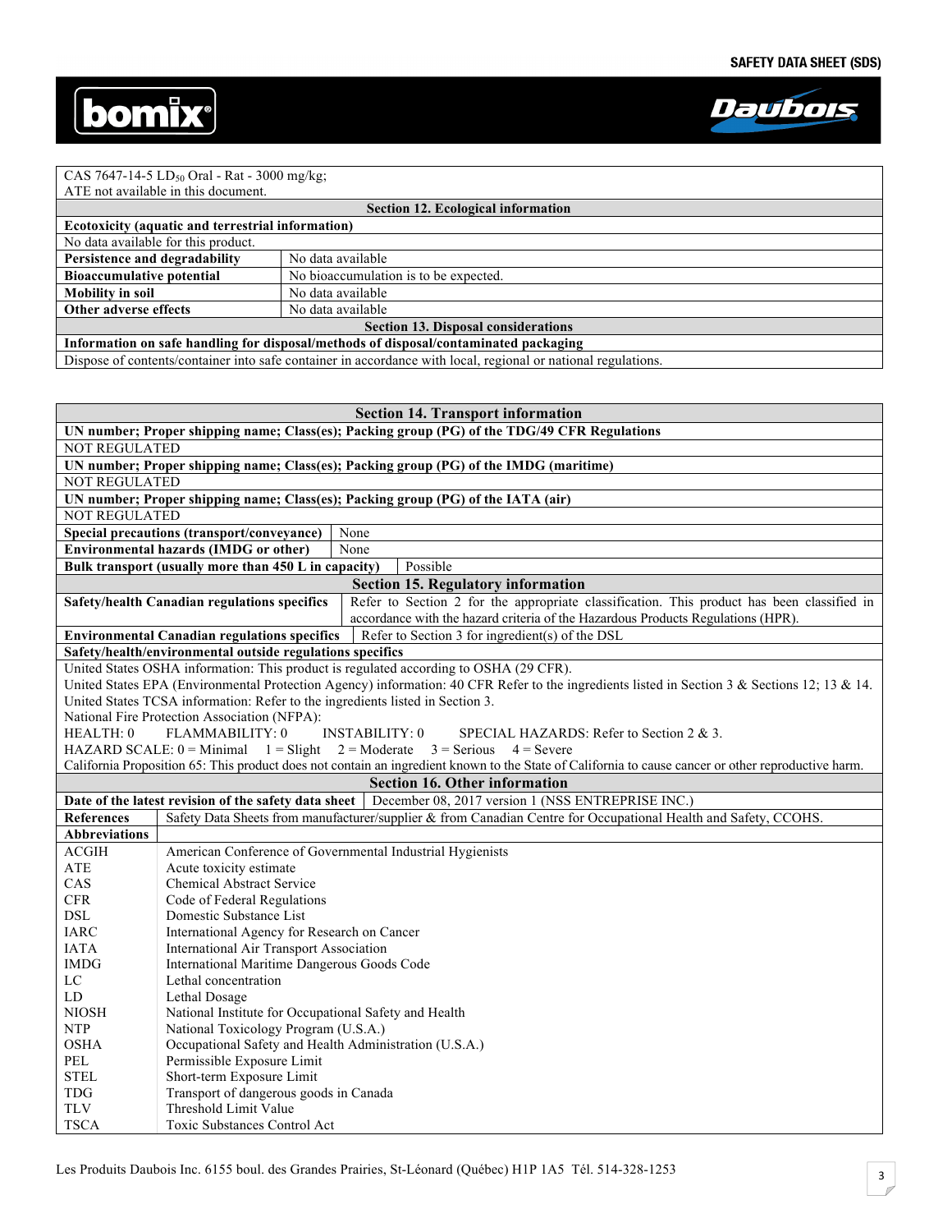CAS 7647-14-5 $LD_{50}$ Oral - Rat - 3000 mg/kg;
ATE not available in this document.

## Section 12. Ecological information

**Ecotoxicity (aquatic and terrestrial information)**

No data available for this product.

| | |
|---|---|
| **Persistence and degradability** | No data available |
| **Bioaccumulative potential** | No bioaccumulation is to be expected. |
| **Mobility in soil** | No data available |
| **Other adverse effects** | No data available |

## Section 13. Disposal considerations

**Information on safe handling for disposal/methods of disposal/contaminated packaging**

Dispose of contents/container into safe container in accordance with local, regional or national regulations.

## Section 14. Transport information

**UN number; Proper shipping name; Class(es); Packing group (PG) of the TDG/49 CFR Regulations**

NOT REGULATED

**UN number; Proper shipping name; Class(es); Packing group (PG) of the IMDG (maritime)**

NOT REGULATED

**UN number; Proper shipping name; Class(es); Packing group (PG) of the IATA (air)**

NOT REGULATED

| | |
|---|---|
| **Special precautions (transport/conveyance)** | None |
| **Environmental hazards (IMDG or other)** | None |
| **Bulk transport (usually more than 450 L in capacity)** | Possible |

## Section 15. Regulatory information

| | |
|---|---|
| **Safety/health Canadian regulations specifics** | Refer to Section 2 for the appropriate classification. This product has been classified in accordance with the hazard criteria of the Hazardous Products Regulations (HPR). |
| **Environmental Canadian regulations specifics** | Refer to Section 3 for ingredient(s) of the DSL |

**Safety/health/environmental outside regulations specifics**

United States OSHA information: This product is regulated according to OSHA (29 CFR).

United States EPA (Environmental Protection Agency) information: 40 CFR Refer to the ingredients listed in Section 3 & Sections 12; 13 & 14.

United States TCSA information: Refer to the ingredients listed in Section 3.

National Fire Protection Association (NFPA):

HEALTH: 0 FLAMMABILITY: 0 INSTABILITY: 0 SPECIAL HAZARDS: Refer to Section 2 & 3.

HAZARD SCALE: 0 = Minimal 1 = Slight 2 = Moderate 3 = Serious 4 = Severe

California Proposition 65: This product does not contain an ingredient known to the State of California to cause cancer or other reproductive harm.

## Section 16. Other information

| | |
|---|---|
| **Date of the latest revision of the safety data sheet** | December 08, 2017 version 1 (NSS ENTREPRISE INC.) |
| **References** | Safety Data Sheets from manufacturer/supplier & from Canadian Centre for Occupational Health and Safety, CCOHS. |

**Abbreviations**

| | |
|---|---|
| ACGIH | American Conference of Governmental Industrial Hygienists |
| ATE | Acute toxicity estimate |
| CAS | Chemical Abstract Service |
| CFR | Code of Federal Regulations |
| DSL | Domestic Substance List |
| IARC | International Agency for Research on Cancer |
| IATA | International Air Transport Association |
| IMDG | International Maritime Dangerous Goods Code |
| LC | Lethal concentration |
| LD | Lethal Dosage |
| NIOSH | National Institute for Occupational Safety and Health |
| NTP | National Toxicology Program (U.S.A.) |
| OSHA | Occupational Safety and Health Administration (U.S.A.) |
| PEL | Permissible Exposure Limit |
| STEL | Short-term Exposure Limit |
| TDG | Transport of dangerous goods in Canada |
| TLV | Threshold Limit Value |
| TSCA | Toxic Substances Control Act |

Les Produits Daubois Inc. 6155 boul. des Grandes Prairies, St-Léonard (Québec) H1P 1A5 Tél. 514-328-1253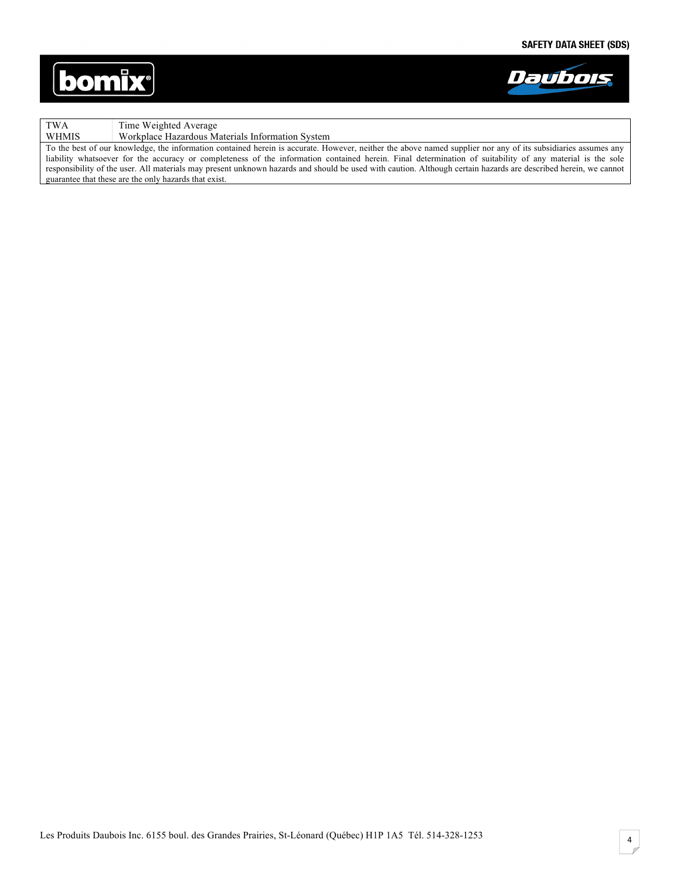| | |
|---|---|
| TWA | Time Weighted Average |
| WHMIS | Workplace Hazardous Materials Information System |

To the best of our knowledge, the information contained herein is accurate. However, neither the above named supplier nor any of its subsidiaries assumes any liability whatsoever for the accuracy or completeness of the information contained herein. Final determination of suitability of any material is the sole responsibility of the user. All materials may present unknown hazards and should be used with caution. Although certain hazards are described herein, we cannot guarantee that these are the only hazards that exist.